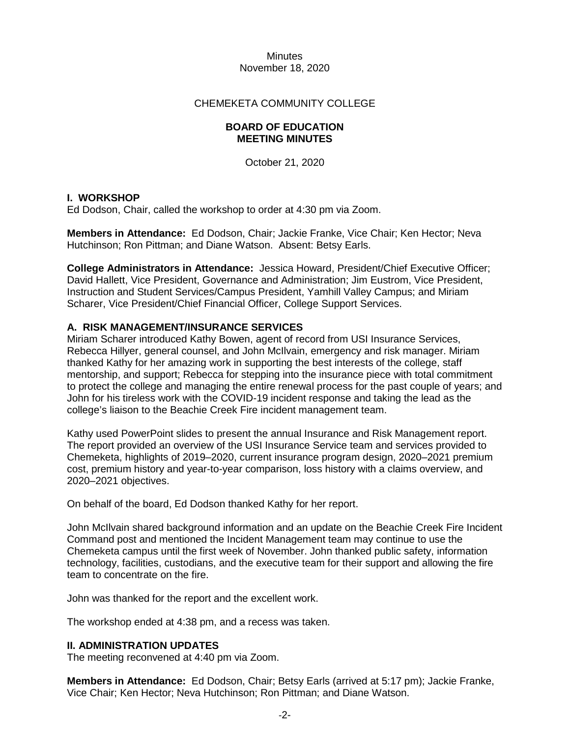Minutes
November 18, 2020

CHEMEKETA COMMUNITY COLLEGE

**BOARD OF EDUCATION**
**MEETING MINUTES**

October 21, 2020

## I. WORKSHOP

Ed Dodson, Chair, called the workshop to order at 4:30 pm via Zoom.

**Members in Attendance:** Ed Dodson, Chair; Jackie Franke, Vice Chair; Ken Hector; Neva Hutchinson; Ron Pittman; and Diane Watson. Absent: Betsy Earls.

**College Administrators in Attendance:** Jessica Howard, President/Chief Executive Officer; David Hallett, Vice President, Governance and Administration; Jim Eustrom, Vice President, Instruction and Student Services/Campus President, Yamhill Valley Campus; and Miriam Scharer, Vice President/Chief Financial Officer, College Support Services.

### A. RISK MANAGEMENT/INSURANCE SERVICES

Miriam Scharer introduced Kathy Bowen, agent of record from USI Insurance Services, Rebecca Hillyer, general counsel, and John McIlvain, emergency and risk manager. Miriam thanked Kathy for her amazing work in supporting the best interests of the college, staff mentorship, and support; Rebecca for stepping into the insurance piece with total commitment to protect the college and managing the entire renewal process for the past couple of years; and John for his tireless work with the COVID-19 incident response and taking the lead as the college's liaison to the Beachie Creek Fire incident management team.

Kathy used PowerPoint slides to present the annual Insurance and Risk Management report. The report provided an overview of the USI Insurance Service team and services provided to Chemeketa, highlights of 2019–2020, current insurance program design, 2020–2021 premium cost, premium history and year-to-year comparison, loss history with a claims overview, and 2020–2021 objectives.

On behalf of the board, Ed Dodson thanked Kathy for her report.

John McIlvain shared background information and an update on the Beachie Creek Fire Incident Command post and mentioned the Incident Management team may continue to use the Chemeketa campus until the first week of November. John thanked public safety, information technology, facilities, custodians, and the executive team for their support and allowing the fire team to concentrate on the fire.

John was thanked for the report and the excellent work.

The workshop ended at 4:38 pm, and a recess was taken.

## II. ADMINISTRATION UPDATES

The meeting reconvened at 4:40 pm via Zoom.

**Members in Attendance:** Ed Dodson, Chair; Betsy Earls (arrived at 5:17 pm); Jackie Franke, Vice Chair; Ken Hector; Neva Hutchinson; Ron Pittman; and Diane Watson.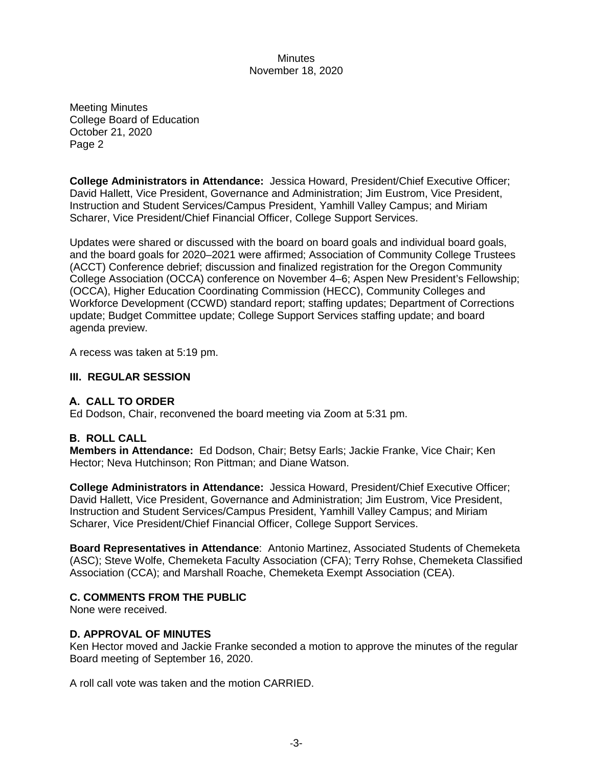**College Administrators in Attendance:** Jessica Howard, President/Chief Executive Officer; David Hallett, Vice President, Governance and Administration; Jim Eustrom, Vice President, Instruction and Student Services/Campus President, Yamhill Valley Campus; and Miriam Scharer, Vice President/Chief Financial Officer, College Support Services.

Updates were shared or discussed with the board on board goals and individual board goals, and the board goals for 2020–2021 were affirmed; Association of Community College Trustees (ACCT) Conference debrief; discussion and finalized registration for the Oregon Community College Association (OCCA) conference on November 4–6; Aspen New President's Fellowship; (OCCA), Higher Education Coordinating Commission (HECC), Community Colleges and Workforce Development (CCWD) standard report; staffing updates; Department of Corrections update; Budget Committee update; College Support Services staffing update; and board agenda preview.

A recess was taken at 5:19 pm.

## III. REGULAR SESSION

### A. CALL TO ORDER

Ed Dodson, Chair, reconvened the board meeting via Zoom at 5:31 pm.

### B. ROLL CALL

**Members in Attendance:** Ed Dodson, Chair; Betsy Earls; Jackie Franke, Vice Chair; Ken Hector; Neva Hutchinson; Ron Pittman; and Diane Watson.

**College Administrators in Attendance:** Jessica Howard, President/Chief Executive Officer; David Hallett, Vice President, Governance and Administration; Jim Eustrom, Vice President, Instruction and Student Services/Campus President, Yamhill Valley Campus; and Miriam Scharer, Vice President/Chief Financial Officer, College Support Services.

**Board Representatives in Attendance**: Antonio Martinez, Associated Students of Chemeketa (ASC); Steve Wolfe, Chemeketa Faculty Association (CFA); Terry Rohse, Chemeketa Classified Association (CCA); and Marshall Roache, Chemeketa Exempt Association (CEA).

### C. COMMENTS FROM THE PUBLIC

None were received.

### D. APPROVAL OF MINUTES

Ken Hector moved and Jackie Franke seconded a motion to approve the minutes of the regular Board meeting of September 16, 2020.

A roll call vote was taken and the motion CARRIED.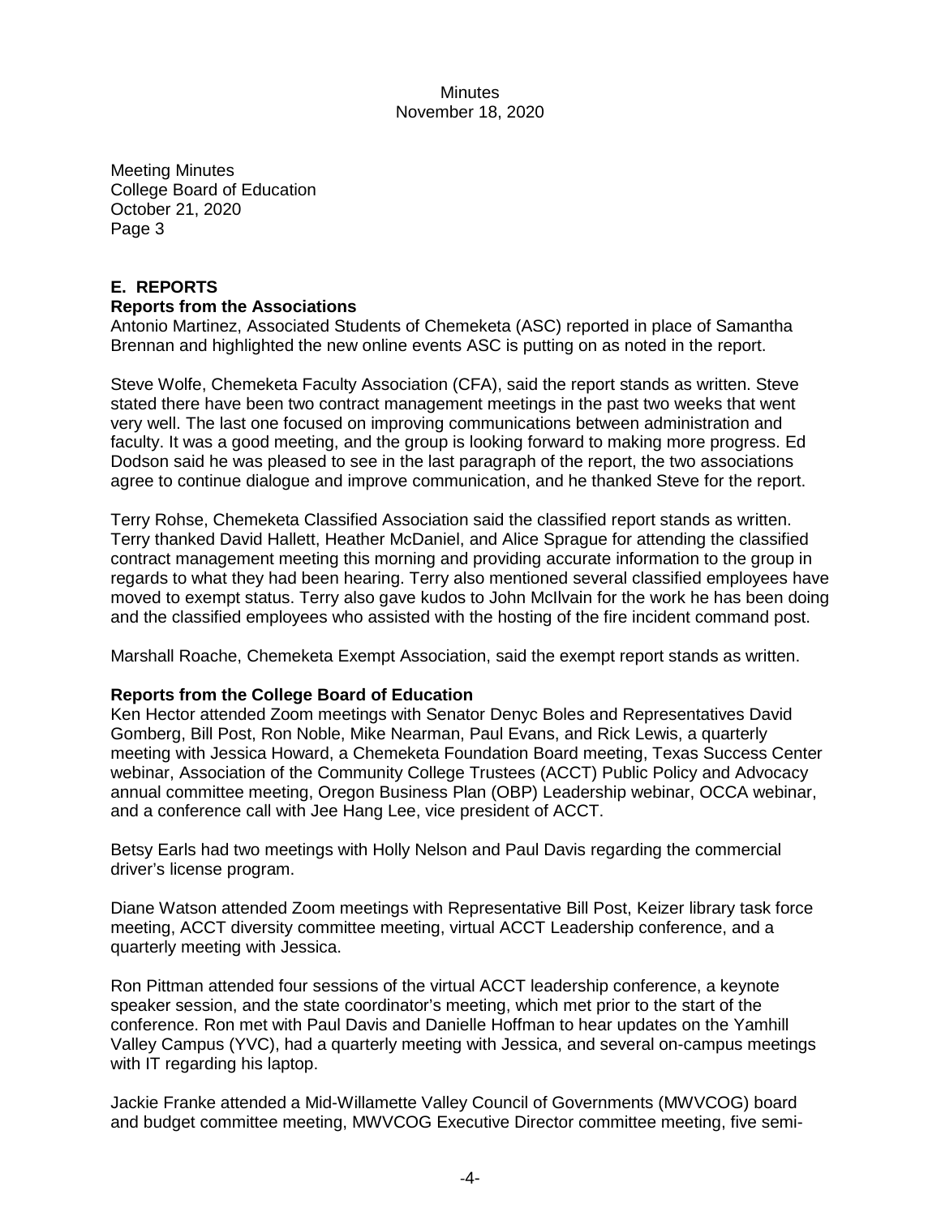## E. REPORTS

### Reports from the Associations

Antonio Martinez, Associated Students of Chemeketa (ASC) reported in place of Samantha Brennan and highlighted the new online events ASC is putting on as noted in the report.

Steve Wolfe, Chemeketa Faculty Association (CFA), said the report stands as written. Steve stated there have been two contract management meetings in the past two weeks that went very well. The last one focused on improving communications between administration and faculty. It was a good meeting, and the group is looking forward to making more progress. Ed Dodson said he was pleased to see in the last paragraph of the report, the two associations agree to continue dialogue and improve communication, and he thanked Steve for the report.

Terry Rohse, Chemeketa Classified Association said the classified report stands as written. Terry thanked David Hallett, Heather McDaniel, and Alice Sprague for attending the classified contract management meeting this morning and providing accurate information to the group in regards to what they had been hearing. Terry also mentioned several classified employees have moved to exempt status. Terry also gave kudos to John McIlvain for the work he has been doing and the classified employees who assisted with the hosting of the fire incident command post.

Marshall Roache, Chemeketa Exempt Association, said the exempt report stands as written.

### Reports from the College Board of Education

Ken Hector attended Zoom meetings with Senator Denyc Boles and Representatives David Gomberg, Bill Post, Ron Noble, Mike Nearman, Paul Evans, and Rick Lewis, a quarterly meeting with Jessica Howard, a Chemeketa Foundation Board meeting, Texas Success Center webinar, Association of the Community College Trustees (ACCT) Public Policy and Advocacy annual committee meeting, Oregon Business Plan (OBP) Leadership webinar, OCCA webinar, and a conference call with Jee Hang Lee, vice president of ACCT.

Betsy Earls had two meetings with Holly Nelson and Paul Davis regarding the commercial driver's license program.

Diane Watson attended Zoom meetings with Representative Bill Post, Keizer library task force meeting, ACCT diversity committee meeting, virtual ACCT Leadership conference, and a quarterly meeting with Jessica.

Ron Pittman attended four sessions of the virtual ACCT leadership conference, a keynote speaker session, and the state coordinator's meeting, which met prior to the start of the conference. Ron met with Paul Davis and Danielle Hoffman to hear updates on the Yamhill Valley Campus (YVC), had a quarterly meeting with Jessica, and several on-campus meetings with IT regarding his laptop.

Jackie Franke attended a Mid-Willamette Valley Council of Governments (MWVCOG) board and budget committee meeting, MWVCOG Executive Director committee meeting, five semi-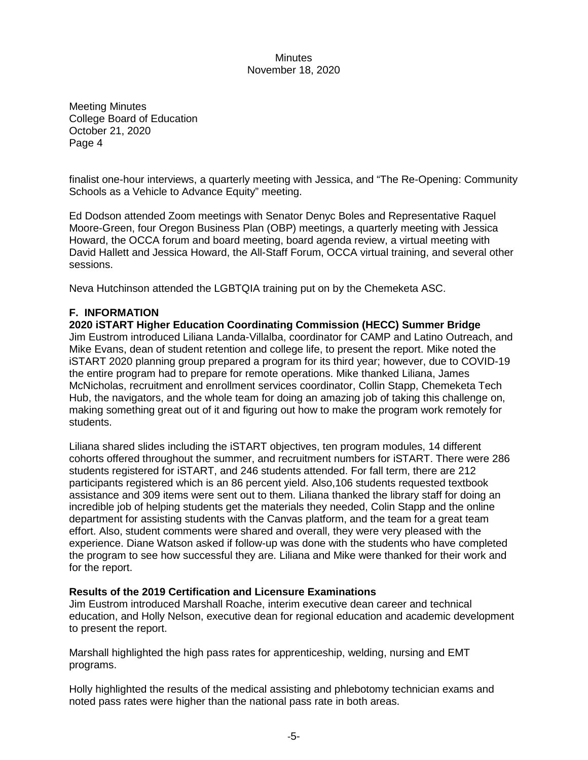finalist one-hour interviews, a quarterly meeting with Jessica, and "The Re-Opening: Community Schools as a Vehicle to Advance Equity" meeting.

Ed Dodson attended Zoom meetings with Senator Denyc Boles and Representative Raquel Moore-Green, four Oregon Business Plan (OBP) meetings, a quarterly meeting with Jessica Howard, the OCCA forum and board meeting, board agenda review, a virtual meeting with David Hallett and Jessica Howard, the All-Staff Forum, OCCA virtual training, and several other sessions.

Neva Hutchinson attended the LGBTQIA training put on by the Chemeketa ASC.

## F. INFORMATION

**2020 iSTART Higher Education Coordinating Commission (HECC) Summer Bridge**

Jim Eustrom introduced Liliana Landa-Villalba, coordinator for CAMP and Latino Outreach, and Mike Evans, dean of student retention and college life, to present the report. Mike noted the iSTART 2020 planning group prepared a program for its third year; however, due to COVID-19 the entire program had to prepare for remote operations. Mike thanked Liliana, James McNicholas, recruitment and enrollment services coordinator, Collin Stapp, Chemeketa Tech Hub, the navigators, and the whole team for doing an amazing job of taking this challenge on, making something great out of it and figuring out how to make the program work remotely for students.

Liliana shared slides including the iSTART objectives, ten program modules, 14 different cohorts offered throughout the summer, and recruitment numbers for iSTART. There were 286 students registered for iSTART, and 246 students attended. For fall term, there are 212 participants registered which is an 86 percent yield. Also,106 students requested textbook assistance and 309 items were sent out to them. Liliana thanked the library staff for doing an incredible job of helping students get the materials they needed, Colin Stapp and the online department for assisting students with the Canvas platform, and the team for a great team effort. Also, student comments were shared and overall, they were very pleased with the experience. Diane Watson asked if follow-up was done with the students who have completed the program to see how successful they are. Liliana and Mike were thanked for their work and for the report.

**Results of the 2019 Certification and Licensure Examinations**

Jim Eustrom introduced Marshall Roache, interim executive dean career and technical education, and Holly Nelson, executive dean for regional education and academic development to present the report.

Marshall highlighted the high pass rates for apprenticeship, welding, nursing and EMT programs.

Holly highlighted the results of the medical assisting and phlebotomy technician exams and noted pass rates were higher than the national pass rate in both areas.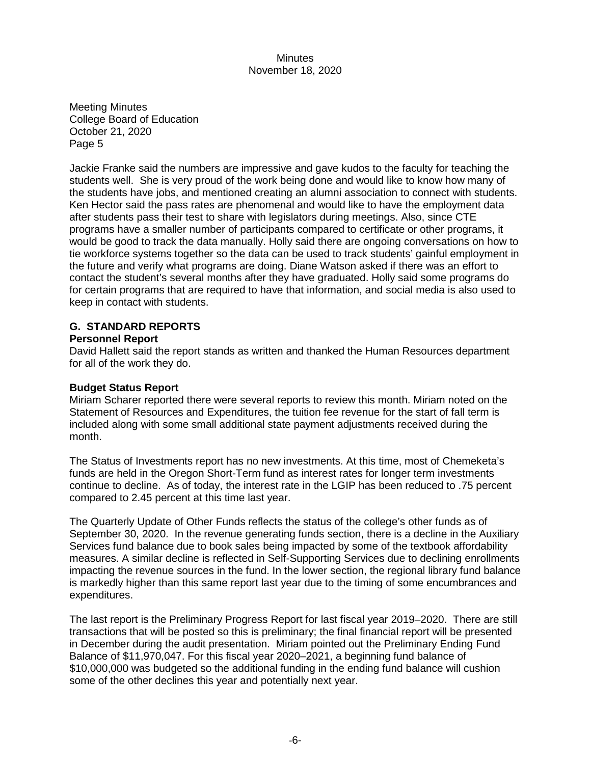Jackie Franke said the numbers are impressive and gave kudos to the faculty for teaching the students well. She is very proud of the work being done and would like to know how many of the students have jobs, and mentioned creating an alumni association to connect with students. Ken Hector said the pass rates are phenomenal and would like to have the employment data after students pass their test to share with legislators during meetings. Also, since CTE programs have a smaller number of participants compared to certificate or other programs, it would be good to track the data manually. Holly said there are ongoing conversations on how to tie workforce systems together so the data can be used to track students' gainful employment in the future and verify what programs are doing. Diane Watson asked if there was an effort to contact the student's several months after they have graduated. Holly said some programs do for certain programs that are required to have that information, and social media is also used to keep in contact with students.

## G. STANDARD REPORTS

### Personnel Report

David Hallett said the report stands as written and thanked the Human Resources department for all of the work they do.

### Budget Status Report

Miriam Scharer reported there were several reports to review this month. Miriam noted on the Statement of Resources and Expenditures, the tuition fee revenue for the start of fall term is included along with some small additional state payment adjustments received during the month.

The Status of Investments report has no new investments. At this time, most of Chemeketa's funds are held in the Oregon Short-Term fund as interest rates for longer term investments continue to decline. As of today, the interest rate in the LGIP has been reduced to .75 percent compared to 2.45 percent at this time last year.

The Quarterly Update of Other Funds reflects the status of the college's other funds as of September 30, 2020. In the revenue generating funds section, there is a decline in the Auxiliary Services fund balance due to book sales being impacted by some of the textbook affordability measures. A similar decline is reflected in Self-Supporting Services due to declining enrollments impacting the revenue sources in the fund. In the lower section, the regional library fund balance is markedly higher than this same report last year due to the timing of some encumbrances and expenditures.

The last report is the Preliminary Progress Report for last fiscal year 2019–2020. There are still transactions that will be posted so this is preliminary; the final financial report will be presented in December during the audit presentation. Miriam pointed out the Preliminary Ending Fund Balance of $11,970,047. For this fiscal year 2020–2021, a beginning fund balance of $10,000,000 was budgeted so the additional funding in the ending fund balance will cushion some of the other declines this year and potentially next year.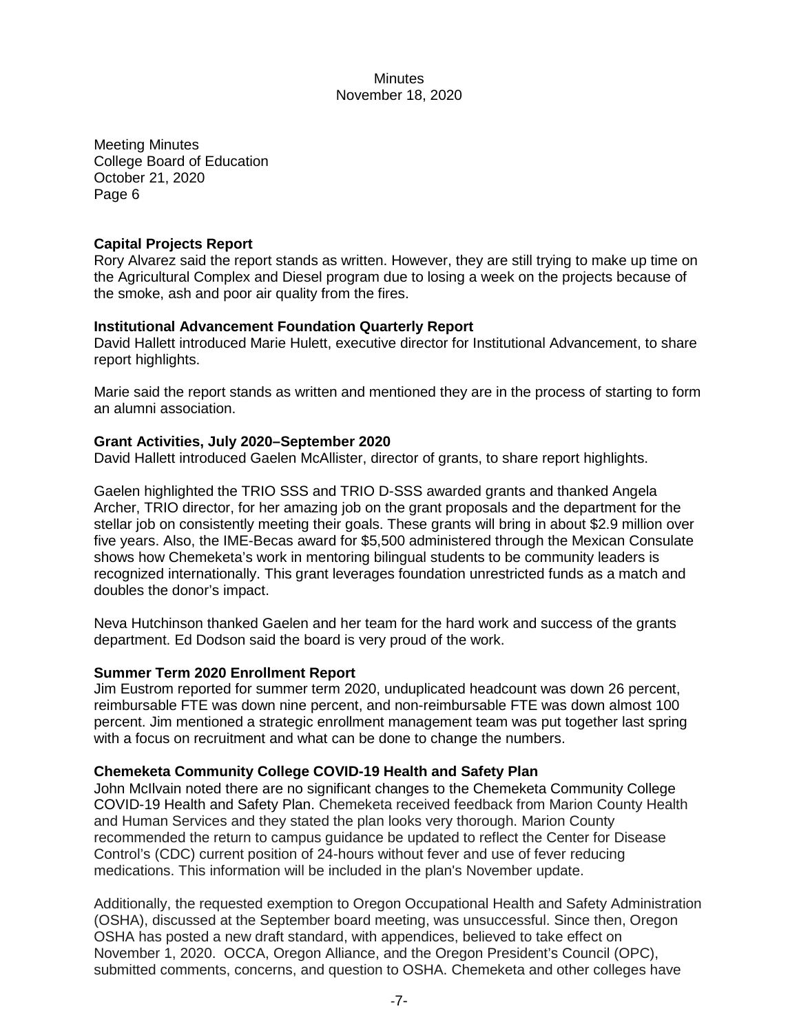**Capital Projects Report**

Rory Alvarez said the report stands as written. However, they are still trying to make up time on the Agricultural Complex and Diesel program due to losing a week on the projects because of the smoke, ash and poor air quality from the fires.

**Institutional Advancement Foundation Quarterly Report**

David Hallett introduced Marie Hulett, executive director for Institutional Advancement, to share report highlights.

Marie said the report stands as written and mentioned they are in the process of starting to form an alumni association.

**Grant Activities, July 2020–September 2020**

David Hallett introduced Gaelen McAllister, director of grants, to share report highlights.

Gaelen highlighted the TRIO SSS and TRIO D-SSS awarded grants and thanked Angela Archer, TRIO director, for her amazing job on the grant proposals and the department for the stellar job on consistently meeting their goals. These grants will bring in about $2.9 million over five years. Also, the IME-Becas award for $5,500 administered through the Mexican Consulate shows how Chemeketa's work in mentoring bilingual students to be community leaders is recognized internationally. This grant leverages foundation unrestricted funds as a match and doubles the donor's impact.

Neva Hutchinson thanked Gaelen and her team for the hard work and success of the grants department. Ed Dodson said the board is very proud of the work.

**Summer Term 2020 Enrollment Report**

Jim Eustrom reported for summer term 2020, unduplicated headcount was down 26 percent, reimbursable FTE was down nine percent, and non-reimbursable FTE was down almost 100 percent. Jim mentioned a strategic enrollment management team was put together last spring with a focus on recruitment and what can be done to change the numbers.

**Chemeketa Community College COVID-19 Health and Safety Plan**

John McIlvain noted there are no significant changes to the Chemeketa Community College COVID-19 Health and Safety Plan. Chemeketa received feedback from Marion County Health and Human Services and they stated the plan looks very thorough. Marion County recommended the return to campus guidance be updated to reflect the Center for Disease Control's (CDC) current position of 24-hours without fever and use of fever reducing medications. This information will be included in the plan's November update.

Additionally, the requested exemption to Oregon Occupational Health and Safety Administration (OSHA), discussed at the September board meeting, was unsuccessful. Since then, Oregon OSHA has posted a new draft standard, with appendices, believed to take effect on November 1, 2020. OCCA, Oregon Alliance, and the Oregon President's Council (OPC), submitted comments, concerns, and question to OSHA. Chemeketa and other colleges have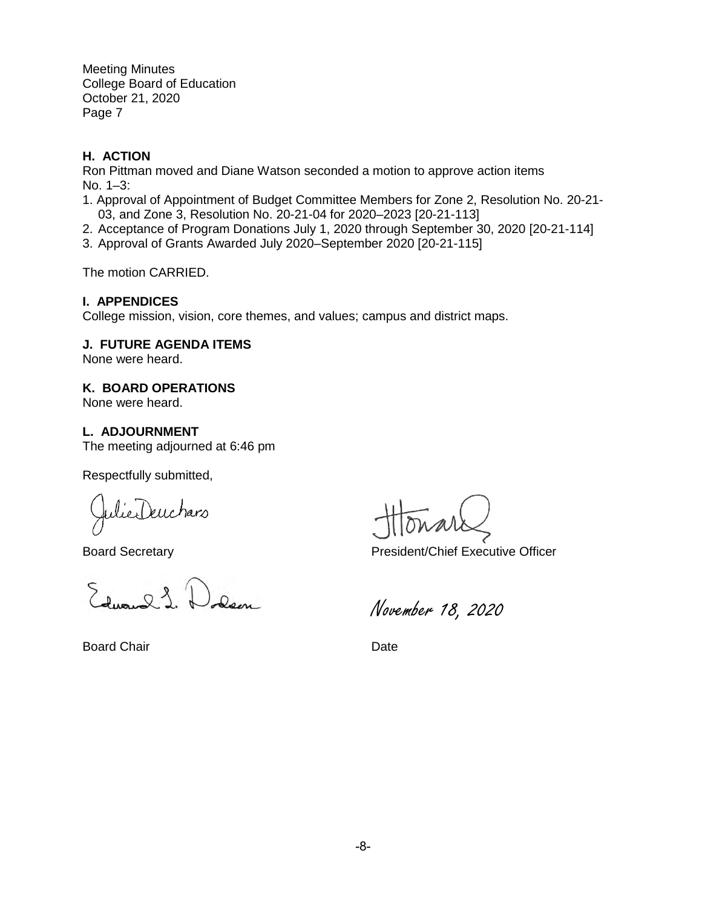**H. ACTION**

Ron Pittman moved and Diane Watson seconded a motion to approve action items No. 1–3:

1. Approval of Appointment of Budget Committee Members for Zone 2, Resolution No. 20-21-03, and Zone 3, Resolution No. 20-21-04 for 2020–2023 [20-21-113]
2. Acceptance of Program Donations July 1, 2020 through September 30, 2020 [20-21-114]
3. Approval of Grants Awarded July 2020–September 2020 [20-21-115]

The motion CARRIED.

**I. APPENDICES**

College mission, vision, core themes, and values; campus and district maps.

**J. FUTURE AGENDA ITEMS**

None were heard.

**K. BOARD OPERATIONS**

None were heard.

**L. ADJOURNMENT**

The meeting adjourned at 6:46 pm

Respectfully submitted,

Julie Deuchars

Board Secretary

JHonard

President/Chief Executive Officer

Edward L. Dodson

Board Chair

November 18, 2020

Date